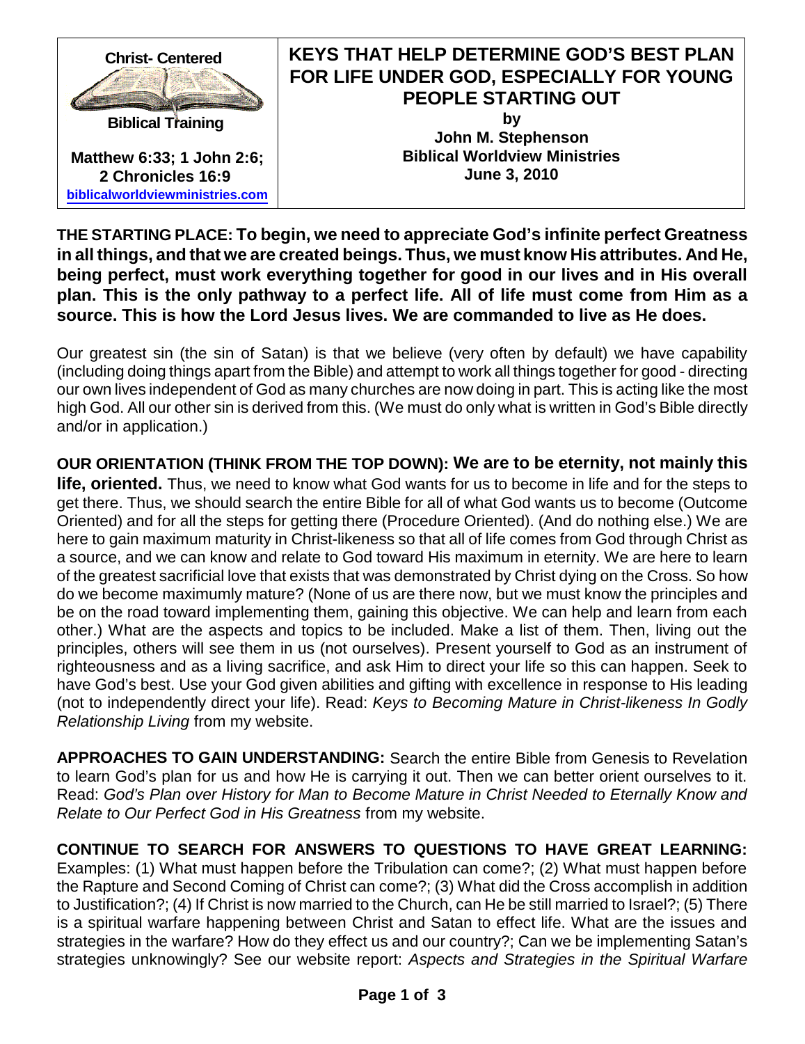**Christ- Centered**

**Biblical Training**

**Matthew 6:33; 1 John 2:6; 2 Chronicles 16:9**

**biblicalworldviewministries.com**

# KEYS THAT HELP DETERMINE GOD'S BEST PLAN FOR LIFE UNDER GOD, ESPECIALLY FOR YOUNG PEOPLE STARTING OUT

**by**
**John M. Stephenson**
**Biblical Worldview Ministries**
**June 3, 2010**

**THE STARTING PLACE: To begin, we need to appreciate God's infinite perfect Greatness in all things, and that we are created beings. Thus, we must know His attributes. And He, being perfect, must work everything together for good in our lives and in His overall plan. This is the only pathway to a perfect life. All of life must come from Him as a source. This is how the Lord Jesus lives. We are commanded to live as He does.**

Our greatest sin (the sin of Satan) is that we believe (very often by default) we have capability (including doing things apart from the Bible) and attempt to work all things together for good - directing our own lives independent of God as many churches are now doing in part. This is acting like the most high God. All our other sin is derived from this. (We must do only what is written in God's Bible directly and/or in application.)

**OUR ORIENTATION (THINK FROM THE TOP DOWN): We are to be eternity, not mainly this life, oriented.** Thus, we need to know what God wants for us to become in life and for the steps to get there. Thus, we should search the entire Bible for all of what God wants us to become (Outcome Oriented) and for all the steps for getting there (Procedure Oriented). (And do nothing else.) We are here to gain maximum maturity in Christ-likeness so that all of life comes from God through Christ as a source, and we can know and relate to God toward His maximum in eternity. We are here to learn of the greatest sacrificial love that exists that was demonstrated by Christ dying on the Cross. So how do we become maximumly mature? (None of us are there now, but we must know the principles and be on the road toward implementing them, gaining this objective. We can help and learn from each other.) What are the aspects and topics to be included. Make a list of them. Then, living out the principles, others will see them in us (not ourselves). Present yourself to God as an instrument of righteousness and as a living sacrifice, and ask Him to direct your life so this can happen. Seek to have God's best. Use your God given abilities and gifting with excellence in response to His leading (not to independently direct your life). Read: *Keys to Becoming Mature in Christ-likeness In Godly Relationship Living* from my website.

**APPROACHES TO GAIN UNDERSTANDING:** Search the entire Bible from Genesis to Revelation to learn God's plan for us and how He is carrying it out. Then we can better orient ourselves to it. Read: *God's Plan over History for Man to Become Mature in Christ Needed to Eternally Know and Relate to Our Perfect God in His Greatness* from my website.

**CONTINUE TO SEARCH FOR ANSWERS TO QUESTIONS TO HAVE GREAT LEARNING:** Examples: (1) What must happen before the Tribulation can come?; (2) What must happen before the Rapture and Second Coming of Christ can come?; (3) What did the Cross accomplish in addition to Justification?; (4) If Christ is now married to the Church, can He be still married to Israel?; (5) There is a spiritual warfare happening between Christ and Satan to effect life. What are the issues and strategies in the warfare? How do they effect us and our country?; Can we be implementing Satan's strategies unknowingly? See our website report: *Aspects and Strategies in the Spiritual Warfare*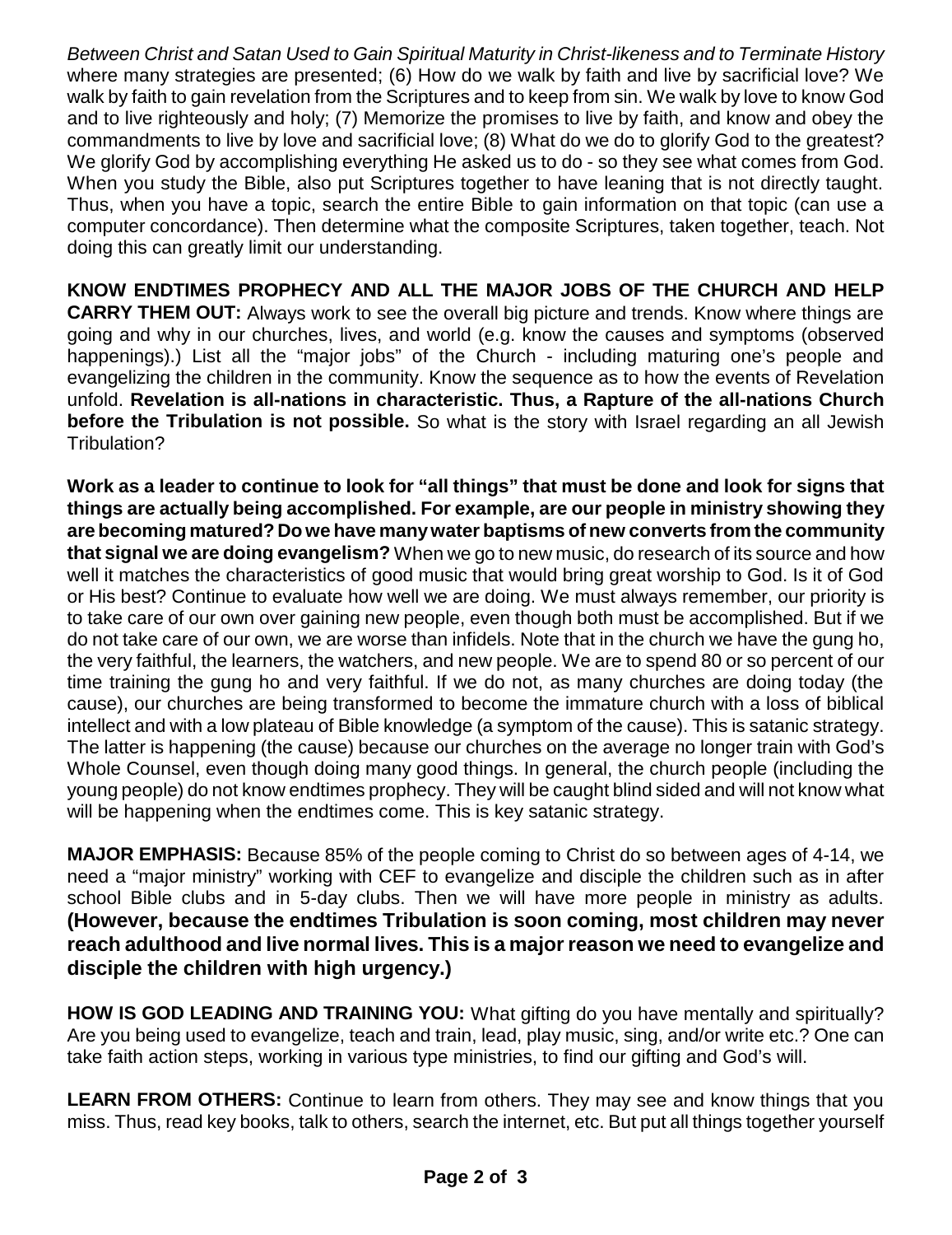*Between Christ and Satan Used to Gain Spiritual Maturity in Christ-likeness and to Terminate History* where many strategies are presented; (6) How do we walk by faith and live by sacrificial love? We walk by faith to gain revelation from the Scriptures and to keep from sin. We walk by love to know God and to live righteously and holy; (7) Memorize the promises to live by faith, and know and obey the commandments to live by love and sacrificial love; (8) What do we do to glorify God to the greatest? We glorify God by accomplishing everything He asked us to do - so they see what comes from God. When you study the Bible, also put Scriptures together to have leaning that is not directly taught. Thus, when you have a topic, search the entire Bible to gain information on that topic (can use a computer concordance). Then determine what the composite Scriptures, taken together, teach. Not doing this can greatly limit our understanding.

**KNOW ENDTIMES PROPHECY AND ALL THE MAJOR JOBS OF THE CHURCH AND HELP CARRY THEM OUT:** Always work to see the overall big picture and trends. Know where things are going and why in our churches, lives, and world (e.g. know the causes and symptoms (observed happenings).) List all the "major jobs" of the Church - including maturing one's people and evangelizing the children in the community. Know the sequence as to how the events of Revelation unfold. **Revelation is all-nations in characteristic. Thus, a Rapture of the all-nations Church before the Tribulation is not possible.** So what is the story with Israel regarding an all Jewish Tribulation?

**Work as a leader to continue to look for "all things" that must be done and look for signs that things are actually being accomplished. For example, are our people in ministry showing they are becoming matured? Do we have many water baptisms of new converts from the community that signal we are doing evangelism?** When we go to new music, do research of its source and how well it matches the characteristics of good music that would bring great worship to God. Is it of God or His best? Continue to evaluate how well we are doing. We must always remember, our priority is to take care of our own over gaining new people, even though both must be accomplished. But if we do not take care of our own, we are worse than infidels. Note that in the church we have the gung ho, the very faithful, the learners, the watchers, and new people. We are to spend 80 or so percent of our time training the gung ho and very faithful. If we do not, as many churches are doing today (the cause), our churches are being transformed to become the immature church with a loss of biblical intellect and with a low plateau of Bible knowledge (a symptom of the cause). This is satanic strategy. The latter is happening (the cause) because our churches on the average no longer train with God's Whole Counsel, even though doing many good things. In general, the church people (including the young people) do not know endtimes prophecy. They will be caught blind sided and will not know what will be happening when the endtimes come. This is key satanic strategy.

**MAJOR EMPHASIS:** Because 85% of the people coming to Christ do so between ages of 4-14, we need a "major ministry" working with CEF to evangelize and disciple the children such as in after school Bible clubs and in 5-day clubs. Then we will have more people in ministry as adults. **(However, because the endtimes Tribulation is soon coming, most children may never reach adulthood and live normal lives. This is a major reason we need to evangelize and disciple the children with high urgency.)**

**HOW IS GOD LEADING AND TRAINING YOU:** What gifting do you have mentally and spiritually? Are you being used to evangelize, teach and train, lead, play music, sing, and/or write etc.? One can take faith action steps, working in various type ministries, to find our gifting and God's will.

**LEARN FROM OTHERS:** Continue to learn from others. They may see and know things that you miss. Thus, read key books, talk to others, search the internet, etc. But put all things together yourself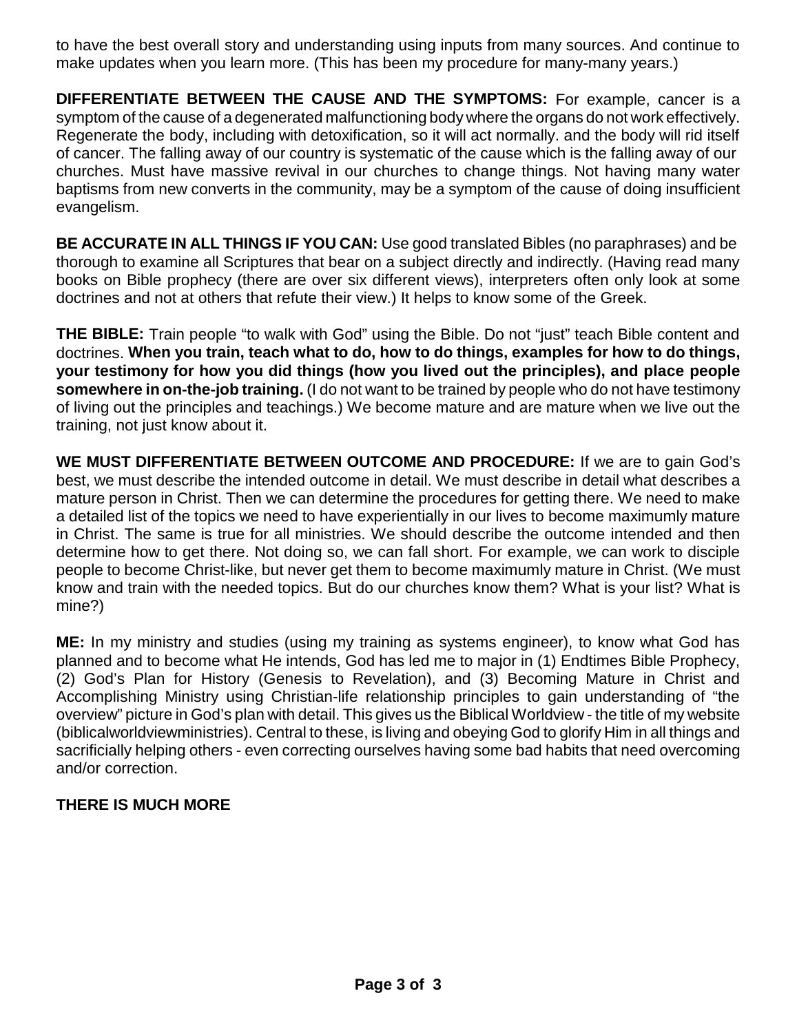to have the best overall story and understanding using inputs from many sources. And continue to make updates when you learn more. (This has been my procedure for many-many years.)

**DIFFERENTIATE BETWEEN THE CAUSE AND THE SYMPTOMS:** For example, cancer is a symptom of the cause of a degenerated malfunctioning body where the organs do not work effectively. Regenerate the body, including with detoxification, so it will act normally. and the body will rid itself of cancer. The falling away of our country is systematic of the cause which is the falling away of our churches. Must have massive revival in our churches to change things. Not having many water baptisms from new converts in the community, may be a symptom of the cause of doing insufficient evangelism.

**BE ACCURATE IN ALL THINGS IF YOU CAN:** Use good translated Bibles (no paraphrases) and be thorough to examine all Scriptures that bear on a subject directly and indirectly. (Having read many books on Bible prophecy (there are over six different views), interpreters often only look at some doctrines and not at others that refute their view.) It helps to know some of the Greek.

**THE BIBLE:** Train people "to walk with God" using the Bible. Do not "just" teach Bible content and doctrines. **When you train, teach what to do, how to do things, examples for how to do things, your testimony for how you did things (how you lived out the principles), and place people somewhere in on-the-job training.** (I do not want to be trained by people who do not have testimony of living out the principles and teachings.) We become mature and are mature when we live out the training, not just know about it.

**WE MUST DIFFERENTIATE BETWEEN OUTCOME AND PROCEDURE:** If we are to gain God's best, we must describe the intended outcome in detail. We must describe in detail what describes a mature person in Christ. Then we can determine the procedures for getting there. We need to make a detailed list of the topics we need to have experientially in our lives to become maximumly mature in Christ. The same is true for all ministries. We should describe the outcome intended and then determine how to get there. Not doing so, we can fall short. For example, we can work to disciple people to become Christ-like, but never get them to become maximumly mature in Christ. (We must know and train with the needed topics. But do our churches know them? What is your list? What is mine?)

**ME:** In my ministry and studies (using my training as systems engineer), to know what God has planned and to become what He intends, God has led me to major in (1) Endtimes Bible Prophecy, (2) God's Plan for History (Genesis to Revelation), and (3) Becoming Mature in Christ and Accomplishing Ministry using Christian-life relationship principles to gain understanding of "the overview" picture in God's plan with detail. This gives us the Biblical Worldview - the title of my website (biblicalworldviewministries). Central to these, is living and obeying God to glorify Him in all things and sacrificially helping others - even correcting ourselves having some bad habits that need overcoming and/or correction.

**THERE IS MUCH MORE**